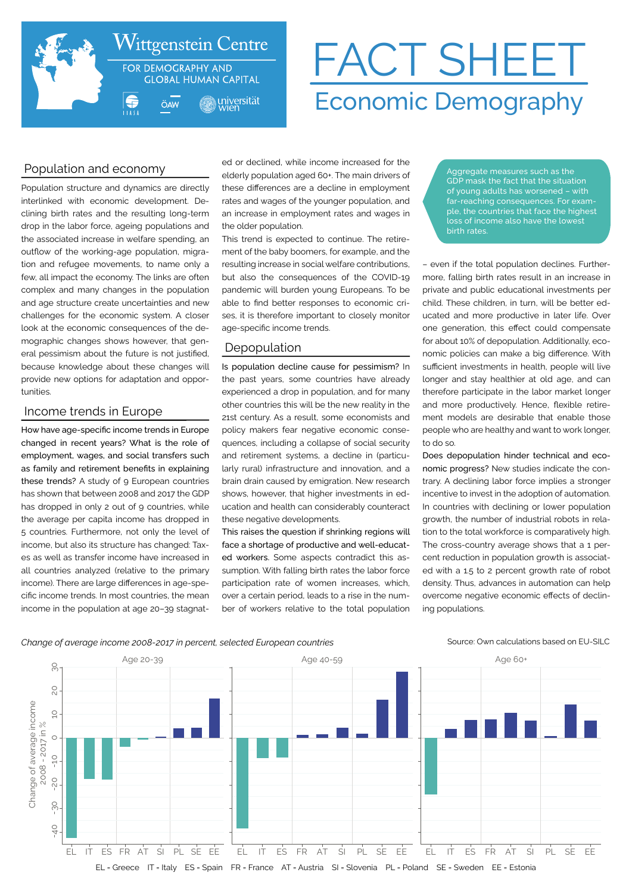Wittgenstein Centre

FOR DEMOGRAPHY AND GLOBAL HUMAN CAPITAL

IIASA ÖAW universität wien

# FACT SHEET

## Economic Demography

### Population and economy

Population structure and dynamics are directly interlinked with economic development. Declining birth rates and the resulting long-term drop in the labor force, ageing populations and the associated increase in welfare spending, an outflow of the working-age population, migration and refugee movements, to name only a few, all impact the economy. The links are often complex and many changes in the population and age structure create uncertainties and new challenges for the economic system. A closer look at the economic consequences of the demographic changes shows however, that general pessimism about the future is not justified, because knowledge about these changes will provide new options for adaptation and opportunities.

### Income trends in Europe

**How have age-specific income trends in Europe changed in recent years? What is the role of employment, wages, and social transfers such as family and retirement benefits in explaining these trends?** A study of 9 European countries has shown that between 2008 and 2017 the GDP has dropped in only 2 out of 9 countries, while the average per capita income has dropped in 5 countries. Furthermore, not only the level of income, but also its structure has changed: Taxes as well as transfer income have increased in all countries analyzed (relative to the primary income). There are large differences in age-specific income trends. In most countries, the mean income in the population at age 20–39 stagnated or declined, while income increased for the elderly population aged 60+. The main drivers of these differences are a decline in employment rates and wages of the younger population, and an increase in employment rates and wages in the older population.

This trend is expected to continue. The retirement of the baby boomers, for example, and the resulting increase in social welfare contributions, but also the consequences of the COVID-19 pandemic will burden young Europeans. To be able to find better responses to economic crises, it is therefore important to closely monitor age-specific income trends.

### Depopulation

**Is population decline cause for pessimism?** In the past years, some countries have already experienced a drop in population, and for many other countries this will be the new reality in the 21st century. As a result, some economists and policy makers fear negative economic consequences, including a collapse of social security and retirement systems, a decline in (particularly rural) infrastructure and innovation, and a brain drain caused by emigration. New research shows, however, that higher investments in education and health can considerably counteract these negative developments.

**This raises the question if shrinking regions will face a shortage of productive and well-educated workers.** Some aspects contradict this assumption. With falling birth rates the labor force participation rate of women increases, which, over a certain period, leads to a rise in the number of workers relative to the total population – even if the total population declines. Furthermore, falling birth rates result in an increase in private and public educational investments per child. These children, in turn, will be better educated and more productive in later life. Over one generation, this effect could compensate for about 10% of depopulation. Additionally, economic policies can make a big difference. With sufficient investments in health, people will live longer and stay healthier at old age, and can therefore participate in the labor market longer and more productively. Hence, flexible retirement models are desirable that enable those people who are healthy and want to work longer, to do so.

> Aggregate measures such as the GDP mask the fact that the situation of young adults has worsened – with far-reaching consequences. For example, the countries that face the highest loss of income also have the lowest birth rates.

**Does depopulation hinder technical and economic progress?** New studies indicate the contrary. A declining labor force implies a stronger incentive to invest in the adoption of automation. In countries with declining or lower population growth, the number of industrial robots in relation to the total workforce is comparatively high. The cross-country average shows that a 1 percent reduction in population growth is associated with a 1.5 to 2 percent growth rate of robot density. Thus, advances in automation can help overcome negative economic effects of declining populations.

*Change of average income 2008-2017 in percent, selected European countries*

Source: Own calculations based on EU-SILC

Approximate values read from chart (Change of average income 2008–2017 in %):

| Country | Age 20-39 | Age 40-59 | Age 60+ |
|---|---|---|---|
| EL | -42 | -38 | -24 |
| IT | -17 | -8 | 4 |
| ES | -17 | -8 | 8 |
| FR | -3 | 1 | 8 |
| AT | -1 | 1 | 10 |
| SI | 0 | 4 | 7 |
| PL | 4 | 2 | 1 |
| SE | 4 | 16 | 14 |
| EE | 17 | 28 | 7 |

EL = Greece IT = Italy ES = Spain FR = France AT = Austria SI = Slovenia PL = Poland SE = Sweden EE = Estonia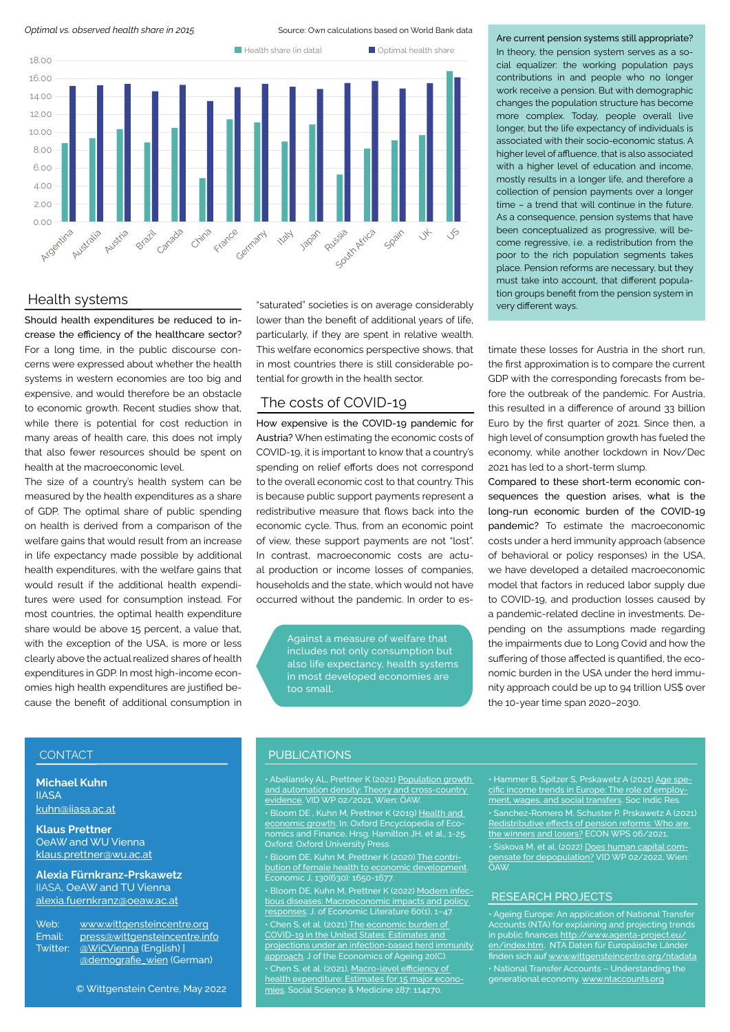*Optimal vs. observed health share in 2015*

Source: Own calculations based on World Bank data

Health share (in data)
Optimal health share

18.00
16.00
14.00
12.00
10.00
8.00
6.00
4.00
2.00
0.00

Argentina, Australia, Austria, Brazil, Canada, China, France, Germany, Italy, Japan, Russia, South Africa, Spain, UK, US

**Are current pension systems still appropriate?** In theory, the pension system serves as a social equalizer: the working population pays contributions in and people who no longer work receive a pension. But with demographic changes the population structure has become more complex. Today, people overall live longer, but the life expectancy of individuals is associated with their socio-economic status. A higher level of affluence, that is also associated with a higher level of education and income, mostly results in a longer life, and therefore a collection of pension payments over a longer time – a trend that will continue in the future. As a consequence, pension systems that have been conceptualized as progressive, will become regressive, i.e. a redistribution from the poor to the rich population segments takes place. Pension reforms are necessary, but they must take into account, that different population groups benefit from the pension system in very different ways.

## Health systems

**Should health expenditures be reduced to increase the efficiency of the healthcare sector?** For a long time, in the public discourse concerns were expressed about whether the health systems in western economies are too big and expensive, and would therefore be an obstacle to economic growth. Recent studies show that, while there is potential for cost reduction in many areas of health care, this does not imply that also fewer resources should be spent on health at the macroeconomic level.

The size of a country's health system can be measured by the health expenditures as a share of GDP. The optimal share of public spending on health is derived from a comparison of the welfare gains that would result from an increase in life expectancy made possible by additional health expenditures, with the welfare gains that would result if the additional health expenditures were used for consumption instead. For most countries, the optimal health expenditure share would be above 15 percent, a value that, with the exception of the USA, is more or less clearly above the actual realized shares of health expenditures in GDP. In most high-income economies high health expenditures are justified because the benefit of additional consumption in "saturated" societies is on average considerably lower than the benefit of additional years of life, particularly, if they are spent in relative wealth. This welfare economics perspective shows, that in most countries there is still considerable potential for growth in the health sector.

## The costs of COVID-19

**How expensive is the COVID-19 pandemic for Austria?** When estimating the economic costs of COVID-19, it is important to know that a country's spending on relief efforts does not correspond to the overall economic cost to that country. This is because public support payments represent a redistributive measure that flows back into the economic cycle. Thus, from an economic point of view, these support payments are not "lost". In contrast, macroeconomic costs are actual production or income losses of companies, households and the state, which would not have occurred without the pandemic. In order to estimate these losses for Austria in the short run, the first approximation is to compare the current GDP with the corresponding forecasts from before the outbreak of the pandemic. For Austria, this resulted in a difference of around 33 billion Euro by the first quarter of 2021. Since then, a high level of consumption growth has fueled the economy, while another lockdown in Nov/Dec 2021 has led to a short-term slump.

> Against a measure of welfare that includes not only consumption but also life expectancy, health systems in most developed economies are too small.

**Compared to these short-term economic consequences the question arises, what is the long-run economic burden of the COVID-19 pandemic?** To estimate the macroeconomic costs under a herd immunity approach (absence of behavioral or policy responses) in the USA, we have developed a detailed macroeconomic model that factors in reduced labor supply due to COVID-19, and production losses caused by a pandemic-related decline in investments. Depending on the assumptions made regarding the impairments due to Long Covid and how the suffering of those affected is quantified, the economic burden in the USA under the herd immunity approach could be up to 94 trillion US$ over the 10-year time span 2020–2030.

## CONTACT

**Michael Kuhn**
IIASA
kuhn@iiasa.ac.at

**Klaus Prettner**
OeAW and WU Vienna
klaus.prettner@wu.ac.at

**Alexia Fürnkranz-Prskawetz**
IIASA, OeAW and TU Vienna
alexia.fuernkranz@oeaw.ac.at

Web: www.wittgensteincentre.org
Email: press@wittgensteincentre.info
Twitter: @WiCVienna (English) | @demografie_wien (German)

© Wittgenstein Centre, May 2022

## PUBLICATIONS

- Abeliansky AL, Prettner K (2021) Population growth and automation density: Theory and cross-country evidence. VID WP 02/2021, Wien: OAW.
- Bloom DE , Kuhn M, Prettner K (2019) Health and economic growth. In: Oxford Encyclopedia of Economics and Finance, Hrsg. Hamilton JH, et al., 1-25. Oxford: Oxford University Press.
- Bloom DE, Kuhn M, Prettner K (2020) The contribution of female health to economic development. Economic J, 130(630): 1650-1677.
- Bloom DE, Kuhn M, Prettner K (2022) Modern infectious diseases: Macroeconomic impacts and policy responses. J. of Economic Literature 60(1), 1–47.
- Chen S, et al. (2021) The economic burden of COVID-19 in the United States: Estimates and projections under an infection-based herd immunity approach. J of the Economics of Ageing 20(C).
- Chen S, et al. (2021). Macro-level efficiency of health expenditure: Estimates for 15 major economies. Social Science & Medicine 287: 114270.
- Hammer B, Spitzer S, Prskawetz A (2021) Age specific income trends in Europe: The role of employment, wages, and social transfers. Soc Indic Res.
- Sanchez-Romero M, Schuster P, Prskawetz A (2021) Redistributive effects of pension reforms: Who are the winners and losers? ECON WPS 06/2021.
- Siskova M, et al. (2022) Does human capital compensate for depopulation? VID WP 02/2022, Wien: OAW.

## RESEARCH PROJECTS

- Ageing Europe: An application of National Transfer Accounts (NTA) for explaining and projecting trends in public finances http://www.agenta-project.eu/en/index.htm. NTA Daten für Europäische Länder finden sich auf www.wittgensteincentre.org/ntadata
- National Transfer Accounts – Understanding the generational economy. www.ntaccounts.org